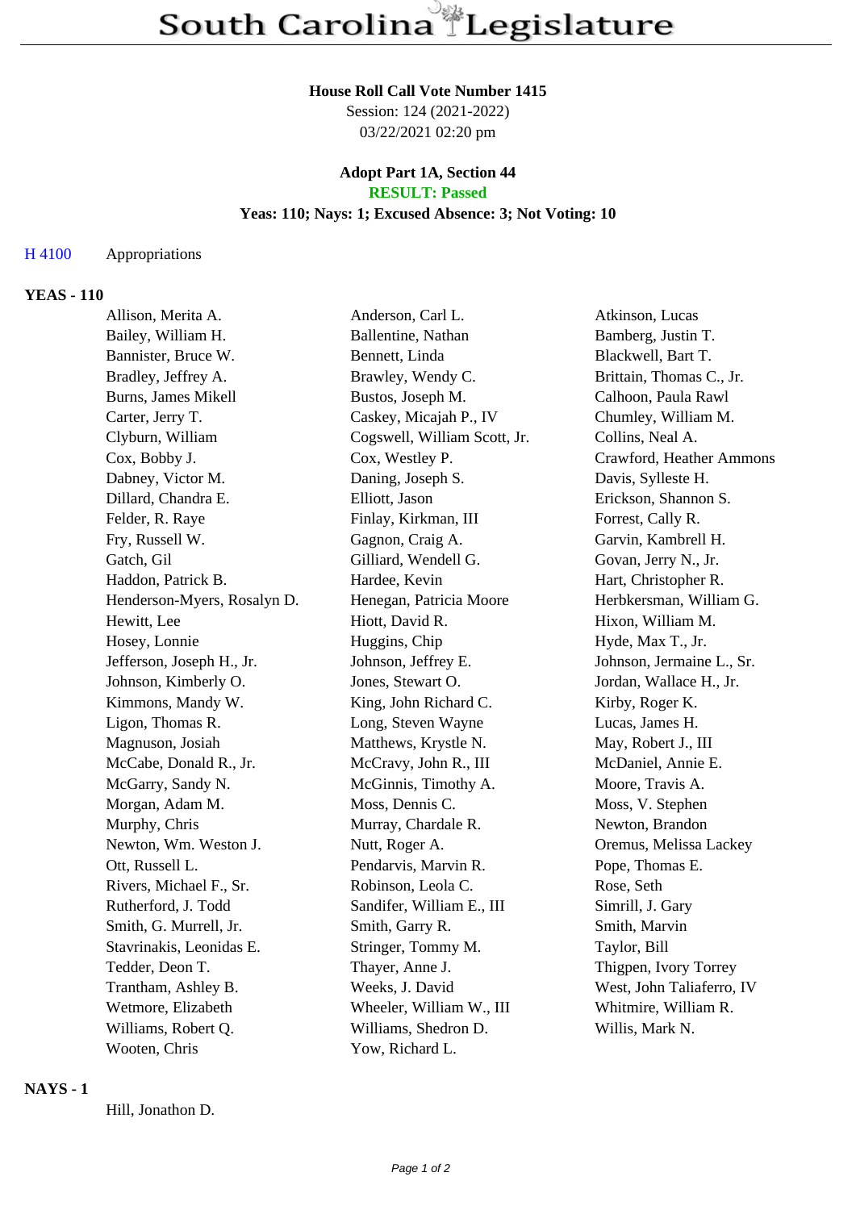# South Carolina Legislature

**House Roll Call Vote Number 1415**
Session: 124 (2021-2022)
03/22/2021 02:20 pm

**Adopt Part 1A, Section 44**
**RESULT: Passed**
**Yeas: 110; Nays: 1; Excused Absence: 3; Not Voting: 10**

H 4100 Appropriations

## YEAS - 110

| | | |
|---|---|---|
| Allison, Merita A. | Anderson, Carl L. | Atkinson, Lucas |
| Bailey, William H. | Ballentine, Nathan | Bamberg, Justin T. |
| Bannister, Bruce W. | Bennett, Linda | Blackwell, Bart T. |
| Bradley, Jeffrey A. | Brawley, Wendy C. | Brittain, Thomas C., Jr. |
| Burns, James Mikell | Bustos, Joseph M. | Calhoon, Paula Rawl |
| Carter, Jerry T. | Caskey, Micajah P., IV | Chumley, William M. |
| Clyburn, William | Cogswell, William Scott, Jr. | Collins, Neal A. |
| Cox, Bobby J. | Cox, Westley P. | Crawford, Heather Ammons |
| Dabney, Victor M. | Daning, Joseph S. | Davis, Sylleste H. |
| Dillard, Chandra E. | Elliott, Jason | Erickson, Shannon S. |
| Felder, R. Raye | Finlay, Kirkman, III | Forrest, Cally R. |
| Fry, Russell W. | Gagnon, Craig A. | Garvin, Kambrell H. |
| Gatch, Gil | Gilliard, Wendell G. | Govan, Jerry N., Jr. |
| Haddon, Patrick B. | Hardee, Kevin | Hart, Christopher R. |
| Henderson-Myers, Rosalyn D. | Henegan, Patricia Moore | Herbkersman, William G. |
| Hewitt, Lee | Hiott, David R. | Hixon, William M. |
| Hosey, Lonnie | Huggins, Chip | Hyde, Max T., Jr. |
| Jefferson, Joseph H., Jr. | Johnson, Jeffrey E. | Johnson, Jermaine L., Sr. |
| Johnson, Kimberly O. | Jones, Stewart O. | Jordan, Wallace H., Jr. |
| Kimmons, Mandy W. | King, John Richard C. | Kirby, Roger K. |
| Ligon, Thomas R. | Long, Steven Wayne | Lucas, James H. |
| Magnuson, Josiah | Matthews, Krystle N. | May, Robert J., III |
| McCabe, Donald R., Jr. | McCravy, John R., III | McDaniel, Annie E. |
| McGarry, Sandy N. | McGinnis, Timothy A. | Moore, Travis A. |
| Morgan, Adam M. | Moss, Dennis C. | Moss, V. Stephen |
| Murphy, Chris | Murray, Chardale R. | Newton, Brandon |
| Newton, Wm. Weston J. | Nutt, Roger A. | Oremus, Melissa Lackey |
| Ott, Russell L. | Pendarvis, Marvin R. | Pope, Thomas E. |
| Rivers, Michael F., Sr. | Robinson, Leola C. | Rose, Seth |
| Rutherford, J. Todd | Sandifer, William E., III | Simrill, J. Gary |
| Smith, G. Murrell, Jr. | Smith, Garry R. | Smith, Marvin |
| Stavrinakis, Leonidas E. | Stringer, Tommy M. | Taylor, Bill |
| Tedder, Deon T. | Thayer, Anne J. | Thigpen, Ivory Torrey |
| Trantham, Ashley B. | Weeks, J. David | West, John Taliaferro, IV |
| Wetmore, Elizabeth | Wheeler, William W., III | Whitmire, William R. |
| Williams, Robert Q. | Williams, Shedron D. | Willis, Mark N. |
| Wooten, Chris | Yow, Richard L. | |

## NAYS - 1

Hill, Jonathon D.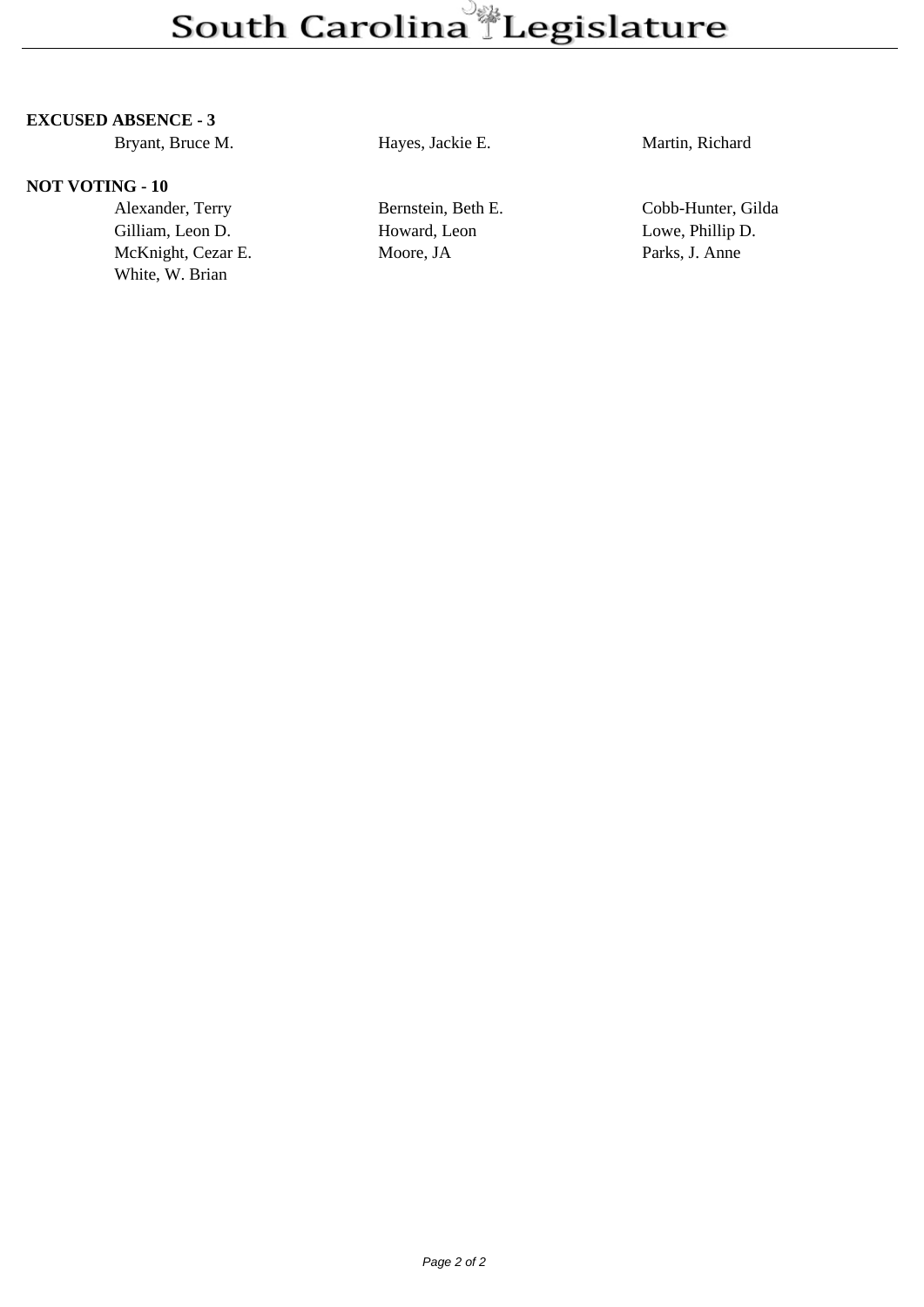**EXCUSED ABSENCE - 3**

| | | |
|---|---|---|
| Bryant, Bruce M. | Hayes, Jackie E. | Martin, Richard |

**NOT VOTING - 10**

| | | |
|---|---|---|
| Alexander, Terry | Bernstein, Beth E. | Cobb-Hunter, Gilda |
| Gilliam, Leon D. | Howard, Leon | Lowe, Phillip D. |
| McKnight, Cezar E. | Moore, JA | Parks, J. Anne |
| White, W. Brian | | |